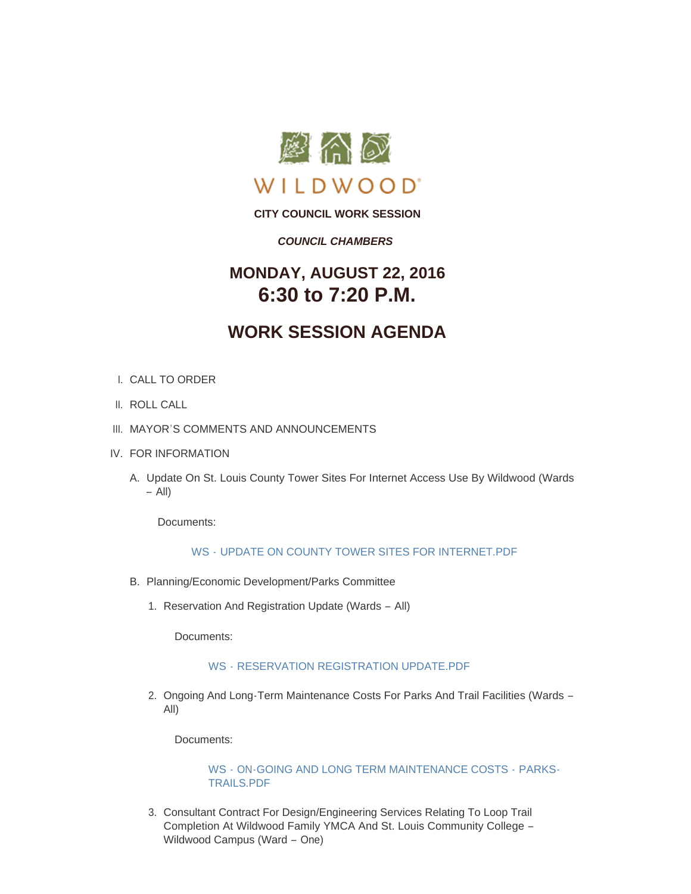WILDWOOD®

**CITY COUNCIL WORK SESSION**

***COUNCIL CHAMBERS***

## MONDAY, AUGUST 22, 2016
## 6:30 to 7:20 P.M.

# WORK SESSION AGENDA

I. CALL TO ORDER

II. ROLL CALL

III. MAYOR'S COMMENTS AND ANNOUNCEMENTS

IV. FOR INFORMATION

A. Update On St. Louis County Tower Sites For Internet Access Use By Wildwood (Wards – All)

Documents:

WS - UPDATE ON COUNTY TOWER SITES FOR INTERNET.PDF

B. Planning/Economic Development/Parks Committee

1. Reservation And Registration Update (Wards – All)

Documents:

WS - RESERVATION REGISTRATION UPDATE.PDF

2. Ongoing And Long-Term Maintenance Costs For Parks And Trail Facilities (Wards – All)

Documents:

WS - ON-GOING AND LONG TERM MAINTENANCE COSTS - PARKS-TRAILS.PDF

3. Consultant Contract For Design/Engineering Services Relating To Loop Trail Completion At Wildwood Family YMCA And St. Louis Community College – Wildwood Campus (Ward – One)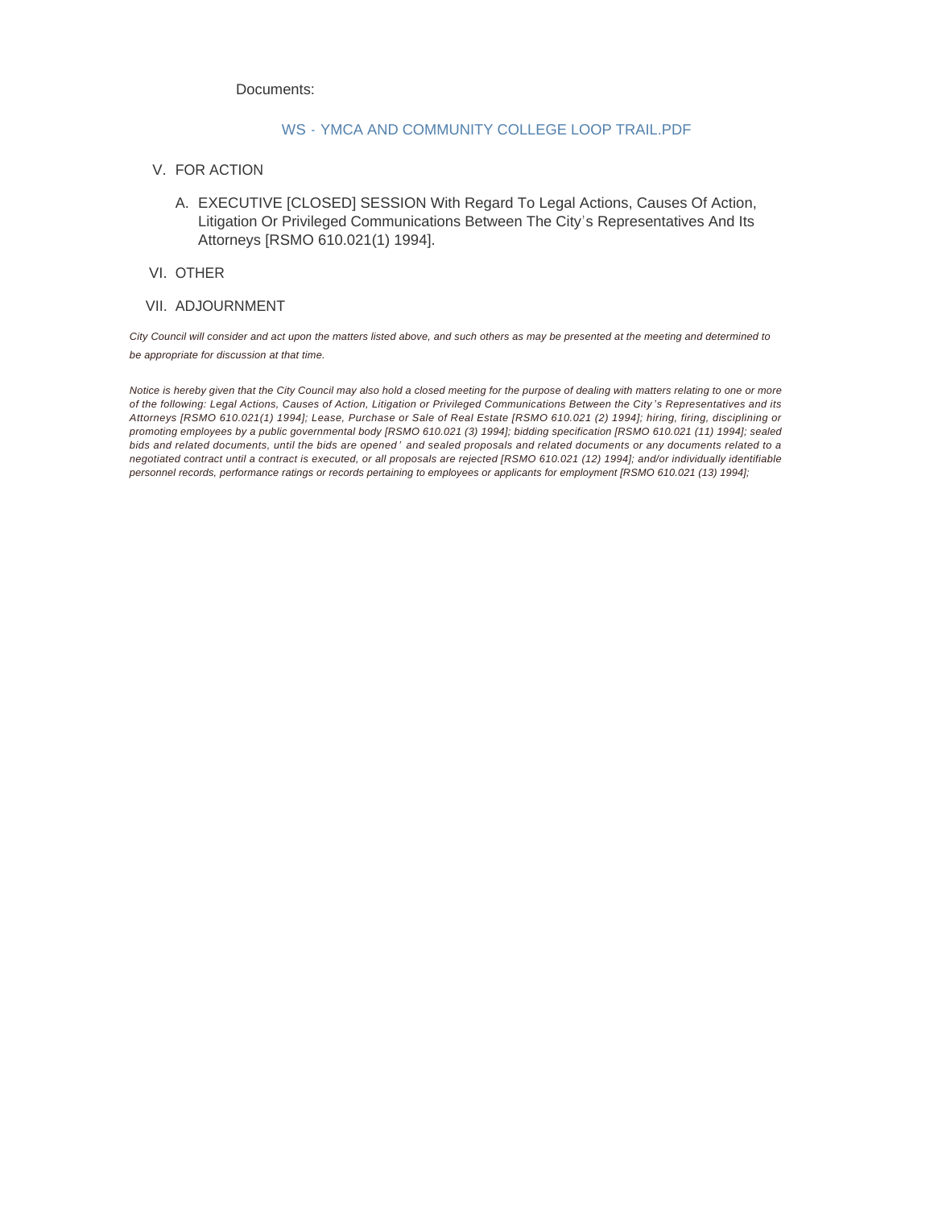Documents:

WS - YMCA AND COMMUNITY COLLEGE LOOP TRAIL.PDF

V. FOR ACTION

   A. EXECUTIVE [CLOSED] SESSION With Regard To Legal Actions, Causes Of Action, Litigation Or Privileged Communications Between The City's Representatives And Its Attorneys [RSMO 610.021(1) 1994].

VI. OTHER

VII. ADJOURNMENT

*City Council will consider and act upon the matters listed above, and such others as may be presented at the meeting and determined to be appropriate for discussion at that time.*

*Notice is hereby given that the City Council may also hold a closed meeting for the purpose of dealing with matters relating to one or more of the following: Legal Actions, Causes of Action, Litigation or Privileged Communications Between the City's Representatives and its Attorneys [RSMO 610.021(1) 1994]; Lease, Purchase or Sale of Real Estate [RSMO 610.021 (2) 1994]; hiring, firing, disciplining or promoting employees by a public governmental body [RSMO 610.021 (3) 1994]; bidding specification [RSMO 610.021 (11) 1994]; sealed bids and related documents, until the bids are opened' and sealed proposals and related documents or any documents related to a negotiated contract until a contract is executed, or all proposals are rejected [RSMO 610.021 (12) 1994]; and/or individually identifiable personnel records, performance ratings or records pertaining to employees or applicants for employment [RSMO 610.021 (13) 1994];*